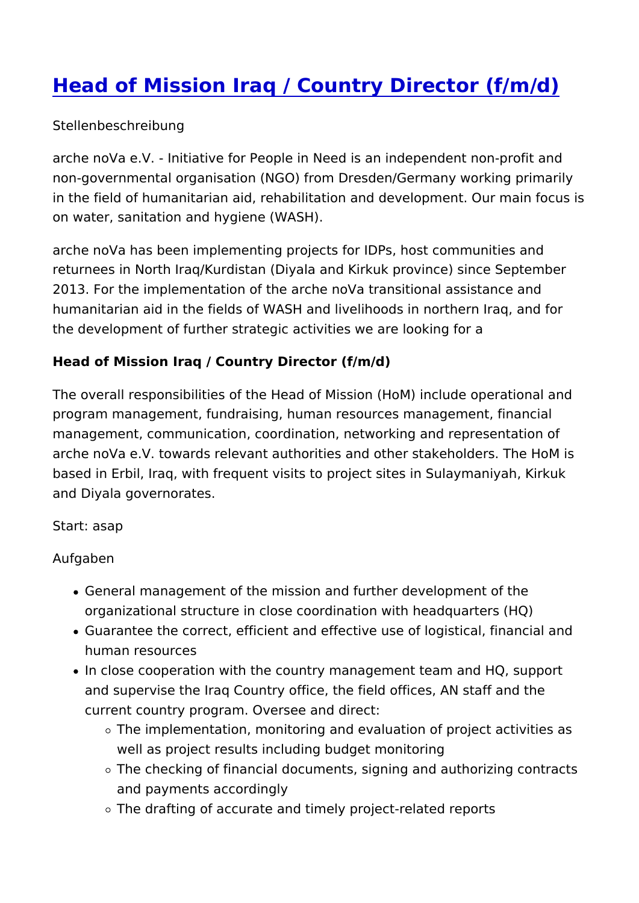# [Head of Mission Iraq / Country Director (f/m/d)]()

Stellenbeschreibung

arche noVa e.V. - Initiative for People in Need is an independent non-profit and non-governmental organisation (NGO) from Dresden/Germany working primarily in the field of humanitarian aid, rehabilitation and development. Our main focus is on water, sanitation and hygiene (WASH).

arche noVa has been implementing projects for IDPs, host communities and returnees in North Iraq/Kurdistan (Diyala and Kirkuk province) since September 2013. For the implementation of the arche noVa transitional assistance and humanitarian aid in the fields of WASH and livelihoods in northern Iraq, and for the development of further strategic activities we are looking for a

**Head of Mission Iraq / Country Director (f/m/d)**

The overall responsibilities of the Head of Mission (HoM) include operational and program management, fundraising, human resources management, financial management, communication, coordination, networking and representation of arche noVa e.V. towards relevant authorities and other stakeholders. The HoM is based in Erbil, Iraq, with frequent visits to project sites in Sulaymaniyah, Kirkuk and Diyala governorates.

Start: asap

Aufgaben

- General management of the mission and further development of the organizational structure in close coordination with headquarters (HQ)
- Guarantee the correct, efficient and effective use of logistical, financial and human resources
- In close cooperation with the country management team and HQ, support and supervise the Iraq Country office, the field offices, AN staff and the current country program. Oversee and direct:
  - The implementation, monitoring and evaluation of project activities as well as project results including budget monitoring
  - The checking of financial documents, signing and authorizing contracts and payments accordingly
  - The drafting of accurate and timely project-related reports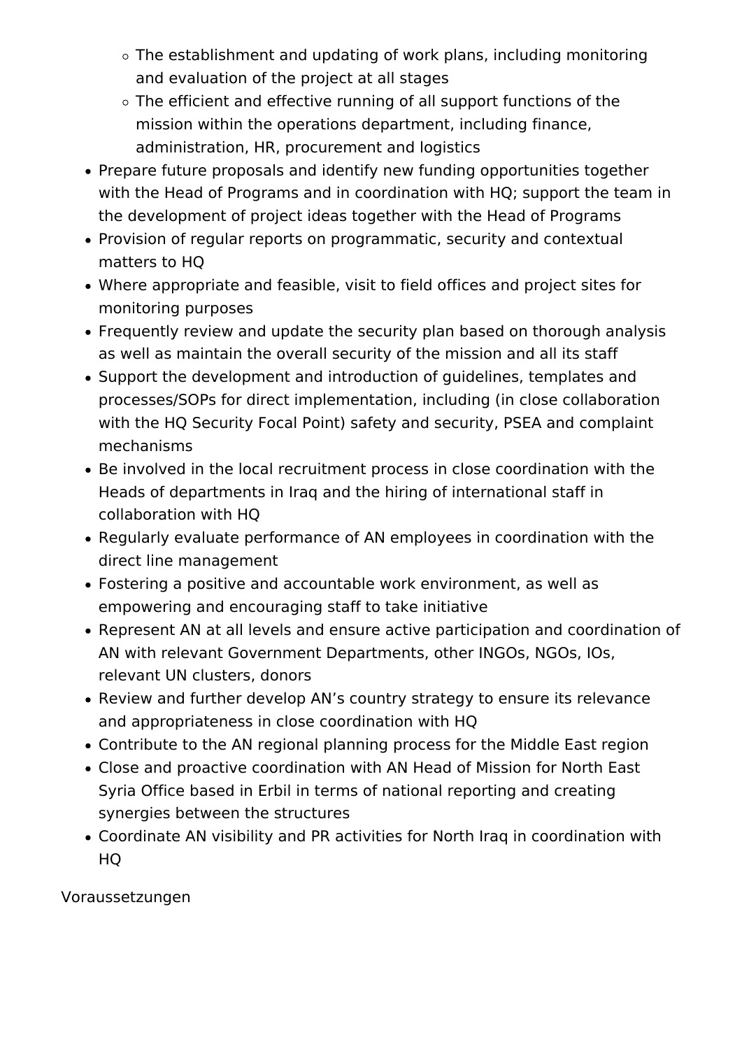- The establishment and updating of work plans, including monitoring and evaluation of the project at all stages
  - The efficient and effective running of all support functions of the mission within the operations department, including finance, administration, HR, procurement and logistics
- Prepare future proposals and identify new funding opportunities together with the Head of Programs and in coordination with HQ; support the team in the development of project ideas together with the Head of Programs
- Provision of regular reports on programmatic, security and contextual matters to HQ
- Where appropriate and feasible, visit to field offices and project sites for monitoring purposes
- Frequently review and update the security plan based on thorough analysis as well as maintain the overall security of the mission and all its staff
- Support the development and introduction of guidelines, templates and processes/SOPs for direct implementation, including (in close collaboration with the HQ Security Focal Point) safety and security, PSEA and complaint mechanisms
- Be involved in the local recruitment process in close coordination with the Heads of departments in Iraq and the hiring of international staff in collaboration with HQ
- Regularly evaluate performance of AN employees in coordination with the direct line management
- Fostering a positive and accountable work environment, as well as empowering and encouraging staff to take initiative
- Represent AN at all levels and ensure active participation and coordination of AN with relevant Government Departments, other INGOs, NGOs, IOs, relevant UN clusters, donors
- Review and further develop AN's country strategy to ensure its relevance and appropriateness in close coordination with HQ
- Contribute to the AN regional planning process for the Middle East region
- Close and proactive coordination with AN Head of Mission for North East Syria Office based in Erbil in terms of national reporting and creating synergies between the structures
- Coordinate AN visibility and PR activities for North Iraq in coordination with HQ

Voraussetzungen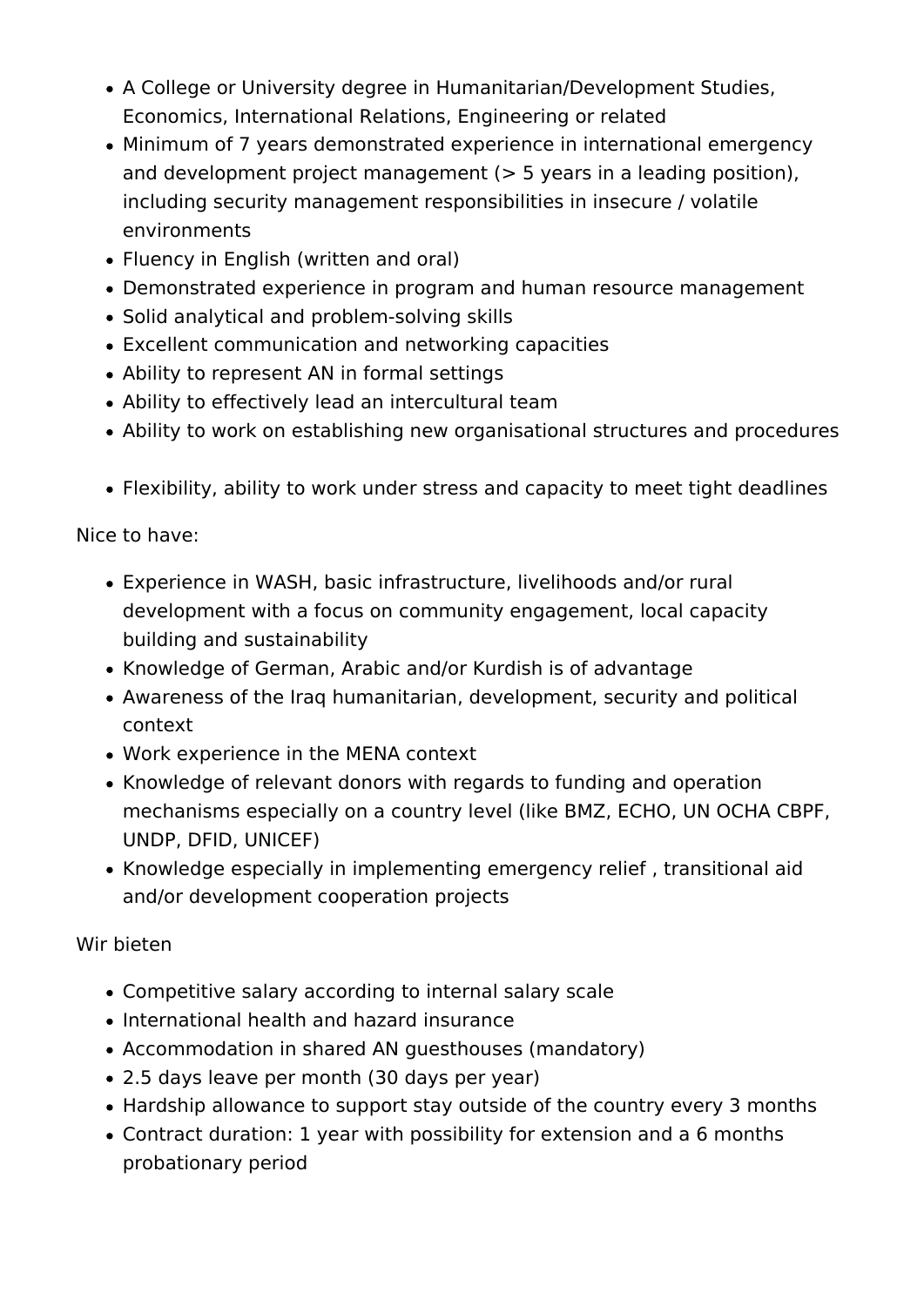- A College or University degree in Humanitarian/Development Studies, Economics, International Relations, Engineering or related
- Minimum of 7 years demonstrated experience in international emergency and development project management (> 5 years in a leading position), including security management responsibilities in insecure / volatile environments
- Fluency in English (written and oral)
- Demonstrated experience in program and human resource management
- Solid analytical and problem-solving skills
- Excellent communication and networking capacities
- Ability to represent AN in formal settings
- Ability to effectively lead an intercultural team
- Ability to work on establishing new organisational structures and procedures

- Flexibility, ability to work under stress and capacity to meet tight deadlines

Nice to have:

- Experience in WASH, basic infrastructure, livelihoods and/or rural development with a focus on community engagement, local capacity building and sustainability
- Knowledge of German, Arabic and/or Kurdish is of advantage
- Awareness of the Iraq humanitarian, development, security and political context
- Work experience in the MENA context
- Knowledge of relevant donors with regards to funding and operation mechanisms especially on a country level (like BMZ, ECHO, UN OCHA CBPF, UNDP, DFID, UNICEF)
- Knowledge especially in implementing emergency relief , transitional aid and/or development cooperation projects

Wir bieten

- Competitive salary according to internal salary scale
- International health and hazard insurance
- Accommodation in shared AN guesthouses (mandatory)
- 2.5 days leave per month (30 days per year)
- Hardship allowance to support stay outside of the country every 3 months
- Contract duration: 1 year with possibility for extension and a 6 months probationary period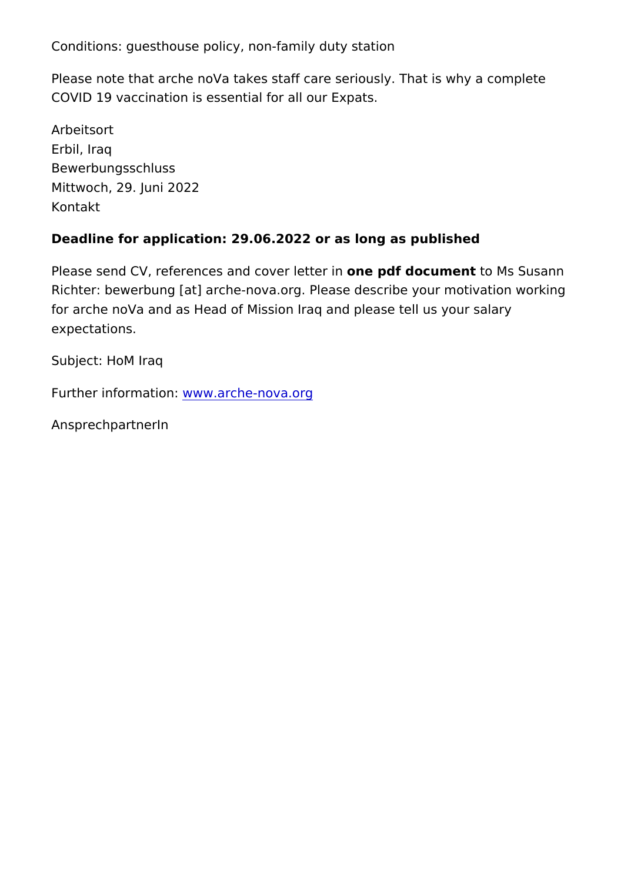Conditions: guesthouse policy, non-family duty station

Please note that arche noVa takes staff care seriously. That is why a complete COVID 19 vaccination is essential for all our Expats.

Arbeitsort
Erbil, Iraq
Bewerbungsschluss
Mittwoch, 29. Juni 2022
Kontakt

**Deadline for application: 29.06.2022 or as long as published**

Please send CV, references and cover letter in **one pdf document** to Ms Susann Richter: bewerbung [at] arche-nova.org. Please describe your motivation working for arche noVa and as Head of Mission Iraq and please tell us your salary expectations.

Subject: HoM Iraq

Further information: [www.arche-nova.org](http://www.arche-nova.org)

AnsprechpartnerIn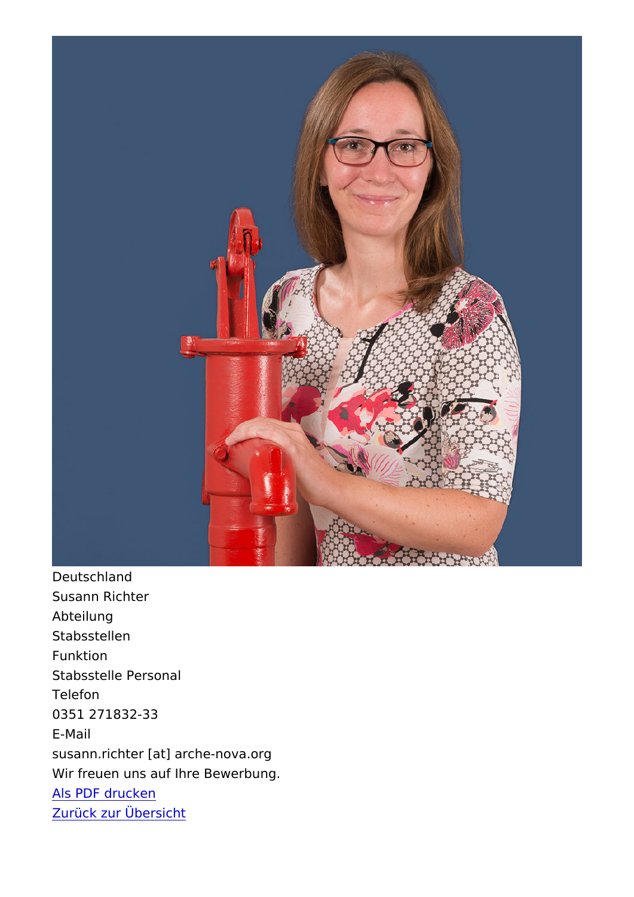Deutschland
Susann Richter
Abteilung
Stabsstellen
Funktion
Stabsstelle Personal
Telefon
0351 271832-33
E-Mail
susann.richter [at] arche-nova.org
Wir freuen uns auf Ihre Bewerbung.
Als PDF drucken
Zurück zur Übersicht